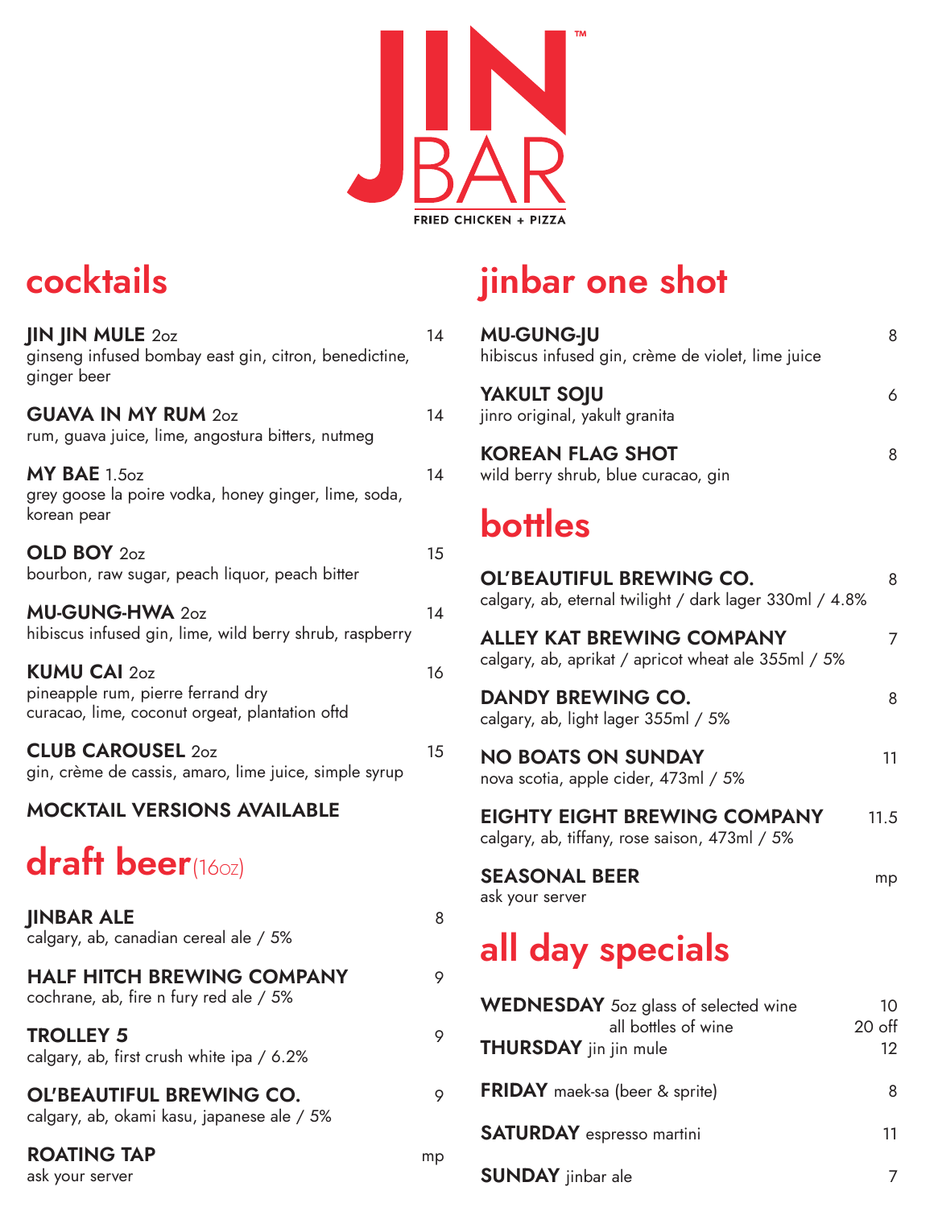# JIN BAR™

FRIED CHICKEN + PIZZA

## cocktails

**JIN JIN MULE** 2oz — 14
ginseng infused bombay east gin, citron, benedictine, ginger beer

**GUAVA IN MY RUM** 2oz — 14
rum, guava juice, lime, angostura bitters, nutmeg

**MY BAE** 1.5oz — 14
grey goose la poire vodka, honey ginger, lime, soda, korean pear

**OLD BOY** 2oz — 15
bourbon, raw sugar, peach liquor, peach bitter

**MU-GUNG-HWA** 2oz — 14
hibiscus infused gin, lime, wild berry shrub, raspberry

**KUMU CAI** 2oz — 16
pineapple rum, pierre ferrand dry curacao, lime, coconut orgeat, plantation oftd

**CLUB CAROUSEL** 2oz — 15
gin, crème de cassis, amaro, lime juice, simple syrup

**MOCKTAIL VERSIONS AVAILABLE**

## draft beer (16oz)

**JINBAR ALE** — 8
calgary, ab, canadian cereal ale / 5%

**HALF HITCH BREWING COMPANY** — 9
cochrane, ab, fire n fury red ale / 5%

**TROLLEY 5** — 9
calgary, ab, first crush white ipa / 6.2%

**OL'BEAUTIFUL BREWING CO.** — 9
calgary, ab, okami kasu, japanese ale / 5%

**ROATING TAP** — mp
ask your server

## jinbar one shot

**MU-GUNG-JU** — 8
hibiscus infused gin, crème de violet, lime juice

**YAKULT SOJU** — 6
jinro original, yakult granita

**KOREAN FLAG SHOT** — 8
wild berry shrub, blue curacao, gin

## bottles

**OL'BEAUTIFUL BREWING CO.** — 8
calgary, ab, eternal twilight / dark lager 330ml / 4.8%

**ALLEY KAT BREWING COMPANY** — 7
calgary, ab, aprikat / apricot wheat ale 355ml / 5%

**DANDY BREWING CO.** — 8
calgary, ab, light lager 355ml / 5%

**NO BOATS ON SUNDAY** — 11
nova scotia, apple cider, 473ml / 5%

**EIGHTY EIGHT BREWING COMPANY** — 11.5
calgary, ab, tiffany, rose saison, 473ml / 5%

**SEASONAL BEER** — mp
ask your server

## all day specials

**WEDNESDAY** 5oz glass of selected wine — 10
all bottles of wine — 20 off

**THURSDAY** jin jin mule — 12

**FRIDAY** maek-sa (beer & sprite) — 8

**SATURDAY** espresso martini — 11

**SUNDAY** jinbar ale — 7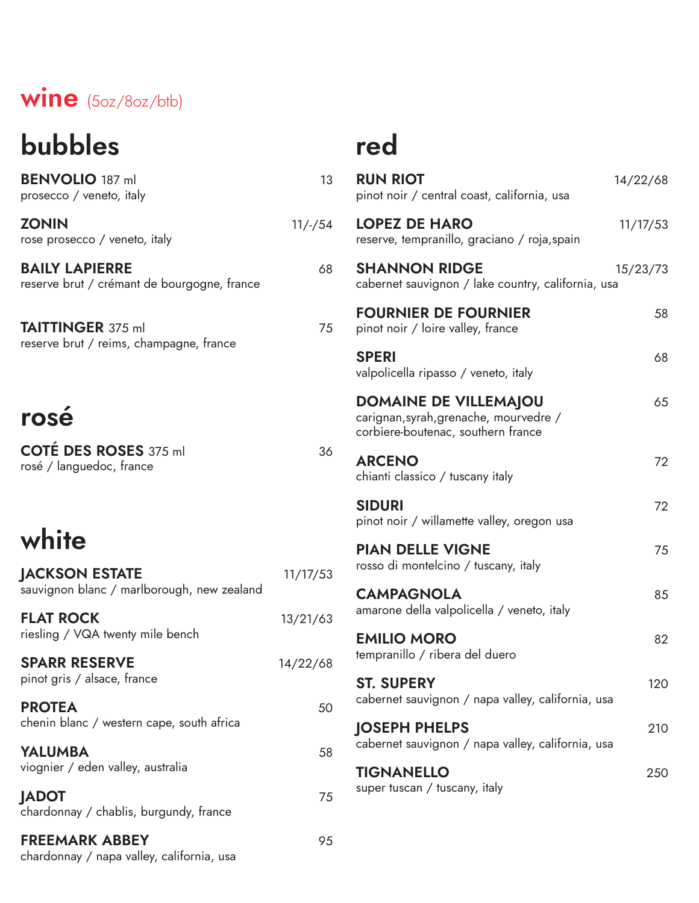# wine (5oz/8oz/btb)

## bubbles

**BENVOLIO** 187 ml — 13
prosecco / veneto, italy

**ZONIN** — 11/-/54
rose prosecco / veneto, italy

**BAILY LAPIERRE** — 68
reserve brut / crémant de bourgogne, france

**TAITTINGER** 375 ml — 75
reserve brut / reims, champagne, france

## rosé

**COTÉ DES ROSES** 375 ml — 36
rosé / languedoc, france

## white

**JACKSON ESTATE** — 11/17/53
sauvignon blanc / marlborough, new zealand

**FLAT ROCK** — 13/21/63
riesling / VQA twenty mile bench

**SPARR RESERVE** — 14/22/68
pinot gris / alsace, france

**PROTEA** — 50
chenin blanc / western cape, south africa

**YALUMBA** — 58
viognier / eden valley, australia

**JADOT** — 75
chardonnay / chablis, burgundy, france

**FREEMARK ABBEY** — 95
chardonnay / napa valley, california, usa

## red

**RUN RIOT** — 14/22/68
pinot noir / central coast, california, usa

**LOPEZ DE HARO** — 11/17/53
reserve, tempranillo, graciano / roja,spain

**SHANNON RIDGE** — 15/23/73
cabernet sauvignon / lake country, california, usa

**FOURNIER DE FOURNIER** — 58
pinot noir / loire valley, france

**SPERI** — 68
valpolicella ripasso / veneto, italy

**DOMAINE DE VILLEMAJOU** — 65
carignan,syrah,grenache, mourvedre / corbiere-boutenac, southern france

**ARCENO** — 72
chianti classico / tuscany italy

**SIDURI** — 72
pinot noir / willamette valley, oregon usa

**PIAN DELLE VIGNE** — 75
rosso di montelcino / tuscany, italy

**CAMPAGNOLA** — 85
amarone della valpolicella / veneto, italy

**EMILIO MORO** — 82
tempranillo / ribera del duero

**ST. SUPERY** — 120
cabernet sauvignon / napa valley, california, usa

**JOSEPH PHELPS** — 210
cabernet sauvignon / napa valley, california, usa

**TIGNANELLO** — 250
super tuscan / tuscany, italy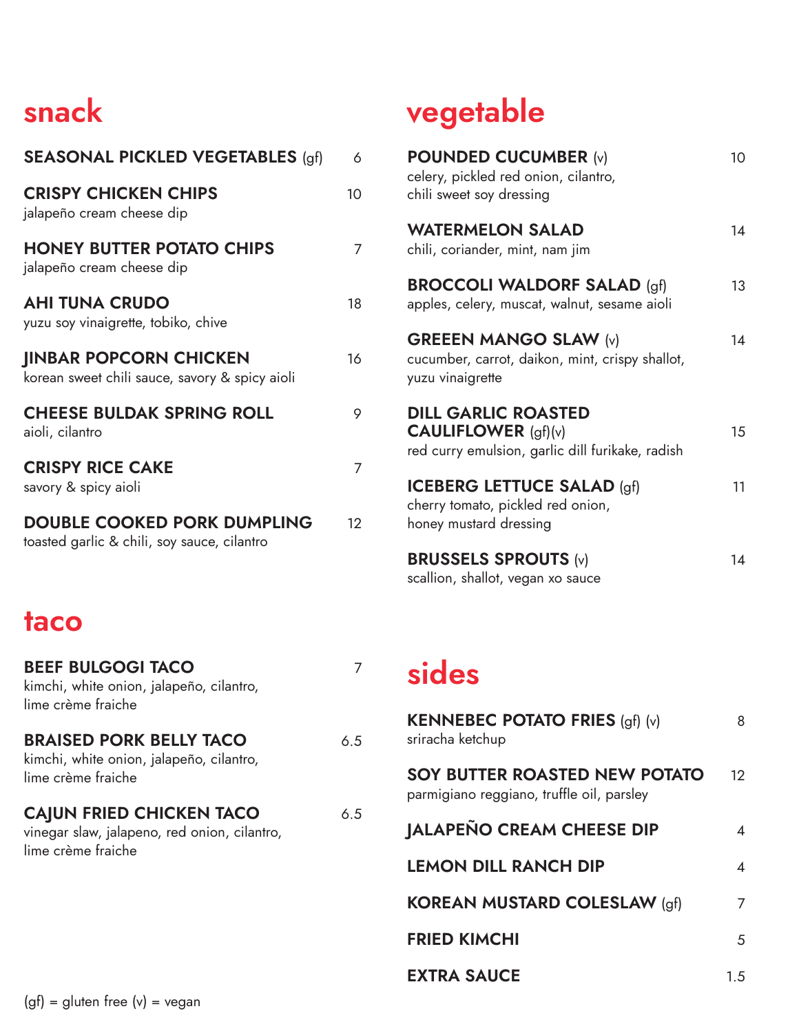## snack

**SEASONAL PICKLED VEGETABLES** (gf) 6

**CRISPY CHICKEN CHIPS** 10
jalapeño cream cheese dip

**HONEY BUTTER POTATO CHIPS** 7
jalapeño cream cheese dip

**AHI TUNA CRUDO** 18
yuzu soy vinaigrette, tobiko, chive

**JINBAR POPCORN CHICKEN** 16
korean sweet chili sauce, savory & spicy aioli

**CHEESE BULDAK SPRING ROLL** 9
aioli, cilantro

**CRISPY RICE CAKE** 7
savory & spicy aioli

**DOUBLE COOKED PORK DUMPLING** 12
toasted garlic & chili, soy sauce, cilantro

## taco

**BEEF BULGOGI TACO** 7
kimchi, white onion, jalapeño, cilantro, lime crème fraiche

**BRAISED PORK BELLY TACO** 6.5
kimchi, white onion, jalapeño, cilantro, lime crème fraiche

**CAJUN FRIED CHICKEN TACO** 6.5
vinegar slaw, jalapeno, red onion, cilantro, lime crème fraiche

## vegetable

**POUNDED CUCUMBER** (v) 10
celery, pickled red onion, cilantro, chili sweet soy dressing

**WATERMELON SALAD** 14
chili, coriander, mint, nam jim

**BROCCOLI WALDORF SALAD** (gf) 13
apples, celery, muscat, walnut, sesame aioli

**GREEEN MANGO SLAW** (v) 14
cucumber, carrot, daikon, mint, crispy shallot, yuzu vinaigrette

**DILL GARLIC ROASTED CAULIFLOWER** (gf)(v) 15
red curry emulsion, garlic dill furikake, radish

**ICEBERG LETTUCE SALAD** (gf) 11
cherry tomato, pickled red onion, honey mustard dressing

**BRUSSELS SPROUTS** (v) 14
scallion, shallot, vegan xo sauce

## sides

**KENNEBEC POTATO FRIES** (gf) (v) 8
sriracha ketchup

**SOY BUTTER ROASTED NEW POTATO** 12
parmigiano reggiano, truffle oil, parsley

**JALAPEÑO CREAM CHEESE DIP** 4

**LEMON DILL RANCH DIP** 4

**KOREAN MUSTARD COLESLAW** (gf) 7

**FRIED KIMCHI** 5

**EXTRA SAUCE** 1.5

(gf) = gluten free (v) = vegan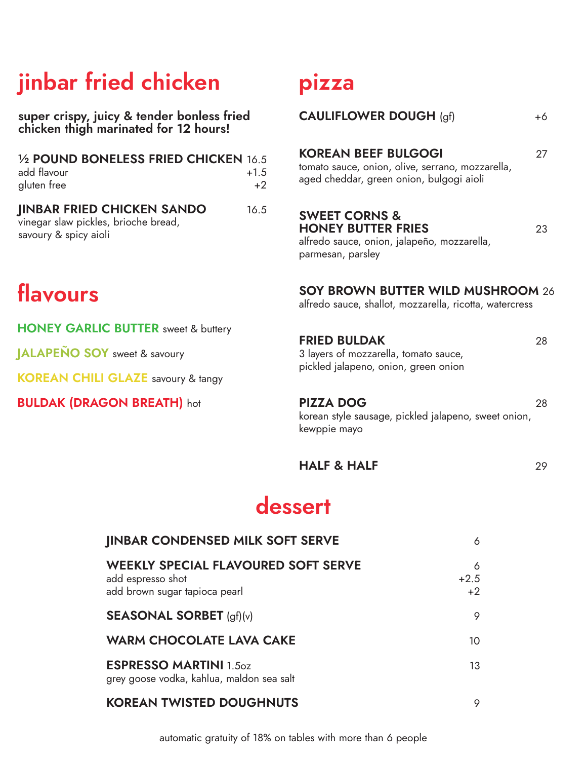# jinbar fried chicken

**super crispy, juicy & tender bonless fried chicken thigh marinated for 12 hours!**

**½ POUND BONELESS FRIED CHICKEN** 16.5
add flavour +1.5
gluten free +2

**JINBAR FRIED CHICKEN SANDO** 16.5
vinegar slaw pickles, brioche bread, savoury & spicy aioli

# flavours

**HONEY GARLIC BUTTER** sweet & buttery

**JALAPEÑO SOY** sweet & savoury

**KOREAN CHILI GLAZE** savoury & tangy

**BULDAK (DRAGON BREATH)** hot

# pizza

**CAULIFLOWER DOUGH** (gf) +6

**KOREAN BEEF BULGOGI** 27
tomato sauce, onion, olive, serrano, mozzarella, aged cheddar, green onion, bulgogi aioli

**SWEET CORNS & HONEY BUTTER FRIES** 23
alfredo sauce, onion, jalapeño, mozzarella, parmesan, parsley

**SOY BROWN BUTTER WILD MUSHROOM** 26
alfredo sauce, shallot, mozzarella, ricotta, watercress

**FRIED BULDAK** 28
3 layers of mozzarella, tomato sauce, pickled jalapeno, onion, green onion

**PIZZA DOG** 28
korean style sausage, pickled jalapeno, sweet onion, kewppie mayo

**HALF & HALF** 29

# dessert

**JINBAR CONDENSED MILK SOFT SERVE** 6

**WEEKLY SPECIAL FLAVOURED SOFT SERVE** 6
add espresso shot +2.5
add brown sugar tapioca pearl +2

**SEASONAL SORBET** (gf)(v) 9

**WARM CHOCOLATE LAVA CAKE** 10

**ESPRESSO MARTINI** 1.5oz 13
grey goose vodka, kahlua, maldon sea salt

**KOREAN TWISTED DOUGHNUTS** 9

automatic gratuity of 18% on tables with more than 6 people